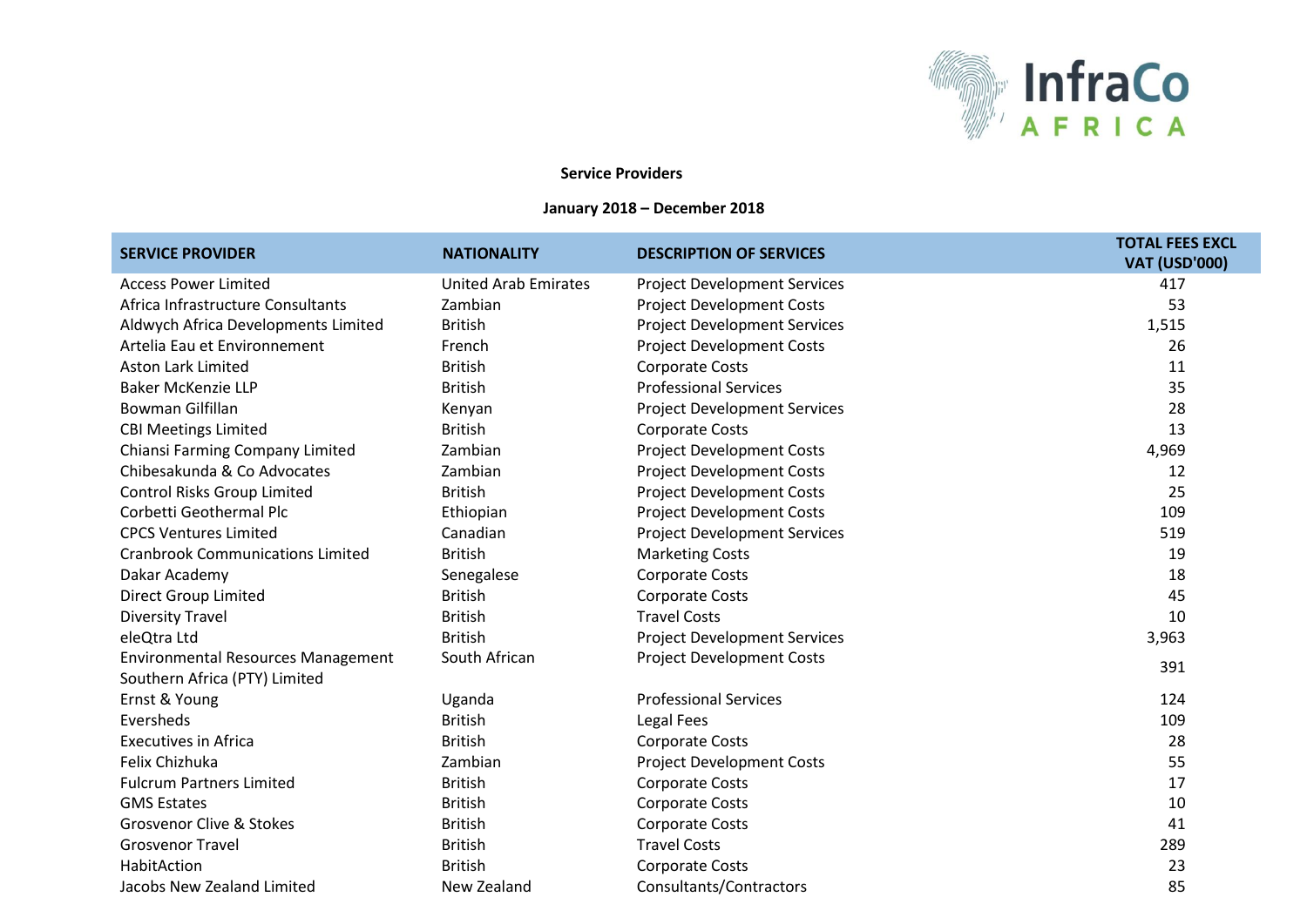**Service Providers**

**January 2018 – December 2018**

| SERVICE PROVIDER | NATIONALITY | DESCRIPTION OF SERVICES | TOTAL FEES EXCL VAT (USD'000) |
|---|---|---|---|
| Access Power Limited | United Arab Emirates | Project Development Services | 417 |
| Africa Infrastructure Consultants | Zambian | Project Development Costs | 53 |
| Aldwych Africa Developments Limited | British | Project Development Services | 1,515 |
| Artelia Eau et Environnement | French | Project Development Costs | 26 |
| Aston Lark Limited | British | Corporate Costs | 11 |
| Baker McKenzie LLP | British | Professional Services | 35 |
| Bowman Gilfillan | Kenyan | Project Development Services | 28 |
| CBI Meetings Limited | British | Corporate Costs | 13 |
| Chiansi Farming Company Limited | Zambian | Project Development Costs | 4,969 |
| Chibesakunda & Co Advocates | Zambian | Project Development Costs | 12 |
| Control Risks Group Limited | British | Project Development Costs | 25 |
| Corbetti Geothermal Plc | Ethiopian | Project Development Costs | 109 |
| CPCS Ventures Limited | Canadian | Project Development Services | 519 |
| Cranbrook Communications Limited | British | Marketing Costs | 19 |
| Dakar Academy | Senegalese | Corporate Costs | 18 |
| Direct Group Limited | British | Corporate Costs | 45 |
| Diversity Travel | British | Travel Costs | 10 |
| eleQtra Ltd | British | Project Development Services | 3,963 |
| Environmental Resources Management Southern Africa (PTY) Limited | South African | Project Development Costs | 391 |
| Ernst & Young | Uganda | Professional Services | 124 |
| Eversheds | British | Legal Fees | 109 |
| Executives in Africa | British | Corporate Costs | 28 |
| Felix Chizhuka | Zambian | Project Development Costs | 55 |
| Fulcrum Partners Limited | British | Corporate Costs | 17 |
| GMS Estates | British | Corporate Costs | 10 |
| Grosvenor Clive & Stokes | British | Corporate Costs | 41 |
| Grosvenor Travel | British | Travel Costs | 289 |
| HabitAction | British | Corporate Costs | 23 |
| Jacobs New Zealand Limited | New Zealand | Consultants/Contractors | 85 |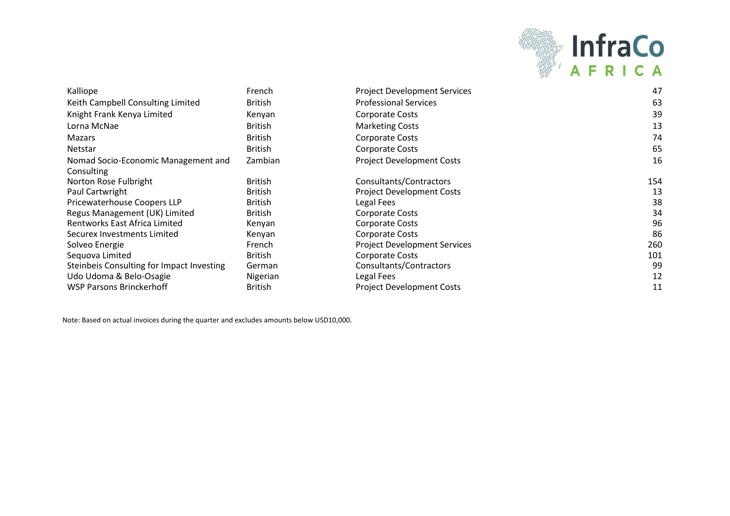| | | | |
|---|---|---|---|
| Kalliope | French | Project Development Services | 47 |
| Keith Campbell Consulting Limited | British | Professional Services | 63 |
| Knight Frank Kenya Limited | Kenyan | Corporate Costs | 39 |
| Lorna McNae | British | Marketing Costs | 13 |
| Mazars | British | Corporate Costs | 74 |
| Netstar | British | Corporate Costs | 65 |
| Nomad Socio-Economic Management and Consulting | Zambian | Project Development Costs | 16 |
| Norton Rose Fulbright | British | Consultants/Contractors | 154 |
| Paul Cartwright | British | Project Development Costs | 13 |
| Pricewaterhouse Coopers LLP | British | Legal Fees | 38 |
| Regus Management (UK) Limited | British | Corporate Costs | 34 |
| Rentworks East Africa Limited | Kenyan | Corporate Costs | 96 |
| Securex Investments Limited | Kenyan | Corporate Costs | 86 |
| Solveo Energie | French | Project Development Services | 260 |
| Sequova Limited | British | Corporate Costs | 101 |
| Steinbeis Consulting for Impact Investing | German | Consultants/Contractors | 99 |
| Udo Udoma & Belo-Osagie | Nigerian | Legal Fees | 12 |
| WSP Parsons Brinckerhoff | British | Project Development Costs | 11 |

Note: Based on actual invoices during the quarter and excludes amounts below USD10,000.